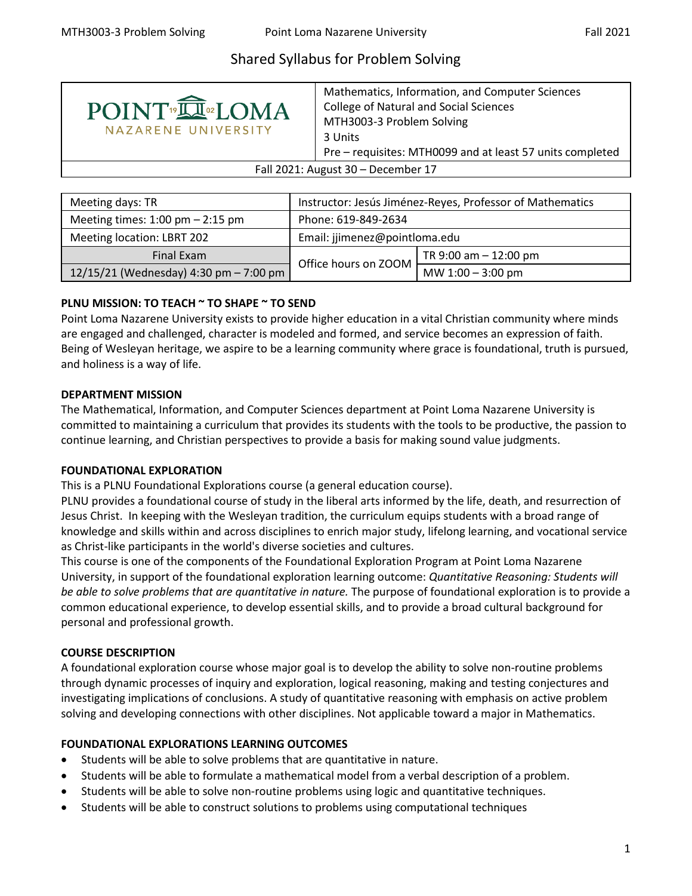# Shared Syllabus for Problem Solving

| POINT LOMA NAZARENE UNIVERSITY | Mathematics, Information, and Computer Sciences<br>College of Natural and Social Sciences<br>MTH3003-3 Problem Solving<br>3 Units<br>Pre – requisites: MTH0099 and at least 57 units completed |
|---|---|
| Fall 2021: August 30 – December 17 | |

| Meeting days: TR | Instructor: Jesús Jiménez-Reyes, Professor of Mathematics | |
|---|---|---|
| Meeting times: 1:00 pm – 2:15 pm | Phone: 619-849-2634 | |
| Meeting location: LBRT 202 | Email: jjimenez@pointloma.edu | |
| Final Exam | Office hours on ZOOM | TR 9:00 am – 12:00 pm |
| 12/15/21 (Wednesday) 4:30 pm – 7:00 pm | | MW 1:00 – 3:00 pm |

**PLNU MISSION: TO TEACH ~ TO SHAPE ~ TO SEND**

Point Loma Nazarene University exists to provide higher education in a vital Christian community where minds are engaged and challenged, character is modeled and formed, and service becomes an expression of faith. Being of Wesleyan heritage, we aspire to be a learning community where grace is foundational, truth is pursued, and holiness is a way of life.

**DEPARTMENT MISSION**

The Mathematical, Information, and Computer Sciences department at Point Loma Nazarene University is committed to maintaining a curriculum that provides its students with the tools to be productive, the passion to continue learning, and Christian perspectives to provide a basis for making sound value judgments.

**FOUNDATIONAL EXPLORATION**

This is a PLNU Foundational Explorations course (a general education course).

PLNU provides a foundational course of study in the liberal arts informed by the life, death, and resurrection of Jesus Christ. In keeping with the Wesleyan tradition, the curriculum equips students with a broad range of knowledge and skills within and across disciplines to enrich major study, lifelong learning, and vocational service as Christ-like participants in the world's diverse societies and cultures.

This course is one of the components of the Foundational Exploration Program at Point Loma Nazarene University, in support of the foundational exploration learning outcome: *Quantitative Reasoning: Students will be able to solve problems that are quantitative in nature.* The purpose of foundational exploration is to provide a common educational experience, to develop essential skills, and to provide a broad cultural background for personal and professional growth.

**COURSE DESCRIPTION**

A foundational exploration course whose major goal is to develop the ability to solve non-routine problems through dynamic processes of inquiry and exploration, logical reasoning, making and testing conjectures and investigating implications of conclusions. A study of quantitative reasoning with emphasis on active problem solving and developing connections with other disciplines. Not applicable toward a major in Mathematics.

**FOUNDATIONAL EXPLORATIONS LEARNING OUTCOMES**

- Students will be able to solve problems that are quantitative in nature.
- Students will be able to formulate a mathematical model from a verbal description of a problem.
- Students will be able to solve non-routine problems using logic and quantitative techniques.
- Students will be able to construct solutions to problems using computational techniques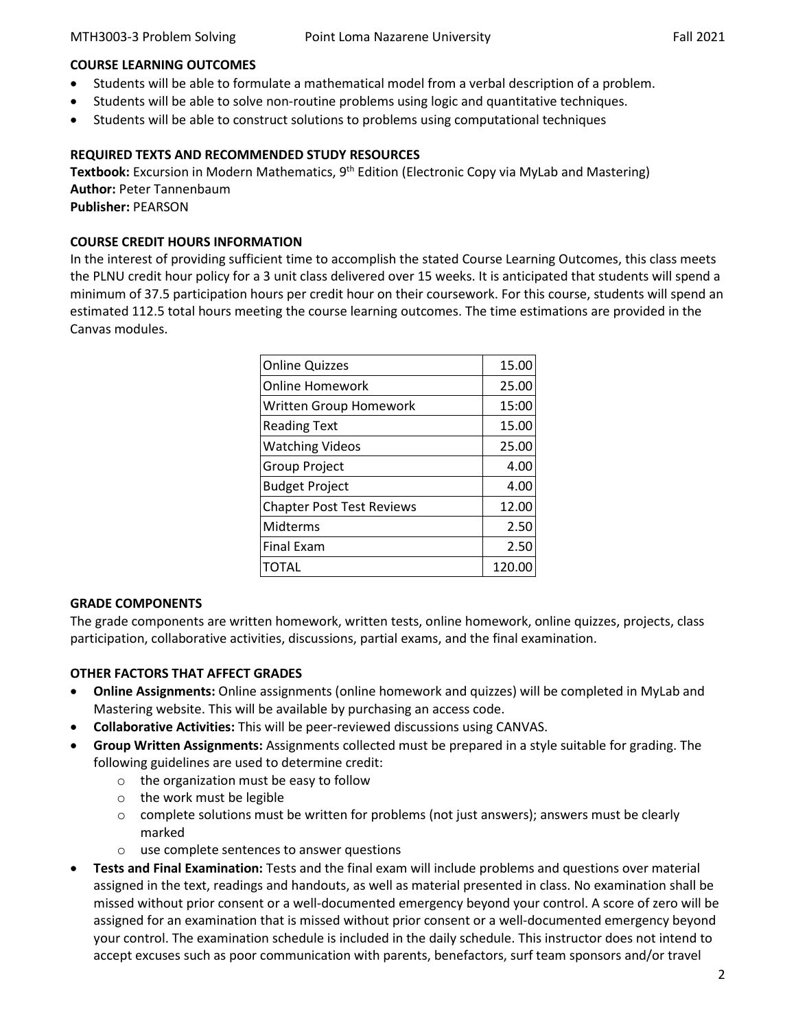**COURSE LEARNING OUTCOMES**

- Students will be able to formulate a mathematical model from a verbal description of a problem.
- Students will be able to solve non-routine problems using logic and quantitative techniques.
- Students will be able to construct solutions to problems using computational techniques

**REQUIRED TEXTS AND RECOMMENDED STUDY RESOURCES**

**Textbook:** Excursion in Modern Mathematics, 9th Edition (Electronic Copy via MyLab and Mastering)
**Author:** Peter Tannenbaum
**Publisher:** PEARSON

**COURSE CREDIT HOURS INFORMATION**

In the interest of providing sufficient time to accomplish the stated Course Learning Outcomes, this class meets the PLNU credit hour policy for a 3 unit class delivered over 15 weeks. It is anticipated that students will spend a minimum of 37.5 participation hours per credit hour on their coursework. For this course, students will spend an estimated 112.5 total hours meeting the course learning outcomes. The time estimations are provided in the Canvas modules.

| | |
|---|---:|
| Online Quizzes | 15.00 |
| Online Homework | 25.00 |
| Written Group Homework | 15:00 |
| Reading Text | 15.00 |
| Watching Videos | 25.00 |
| Group Project | 4.00 |
| Budget Project | 4.00 |
| Chapter Post Test Reviews | 12.00 |
| Midterms | 2.50 |
| Final Exam | 2.50 |
| TOTAL | 120.00 |

**GRADE COMPONENTS**

The grade components are written homework, written tests, online homework, online quizzes, projects, class participation, collaborative activities, discussions, partial exams, and the final examination.

**OTHER FACTORS THAT AFFECT GRADES**

- **Online Assignments:** Online assignments (online homework and quizzes) will be completed in MyLab and Mastering website. This will be available by purchasing an access code.
- **Collaborative Activities:** This will be peer-reviewed discussions using CANVAS.
- **Group Written Assignments:** Assignments collected must be prepared in a style suitable for grading. The following guidelines are used to determine credit:
  - the organization must be easy to follow
  - the work must be legible
  - complete solutions must be written for problems (not just answers); answers must be clearly marked
  - use complete sentences to answer questions
- **Tests and Final Examination:** Tests and the final exam will include problems and questions over material assigned in the text, readings and handouts, as well as material presented in class. No examination shall be missed without prior consent or a well-documented emergency beyond your control. A score of zero will be assigned for an examination that is missed without prior consent or a well-documented emergency beyond your control. The examination schedule is included in the daily schedule. This instructor does not intend to accept excuses such as poor communication with parents, benefactors, surf team sponsors and/or travel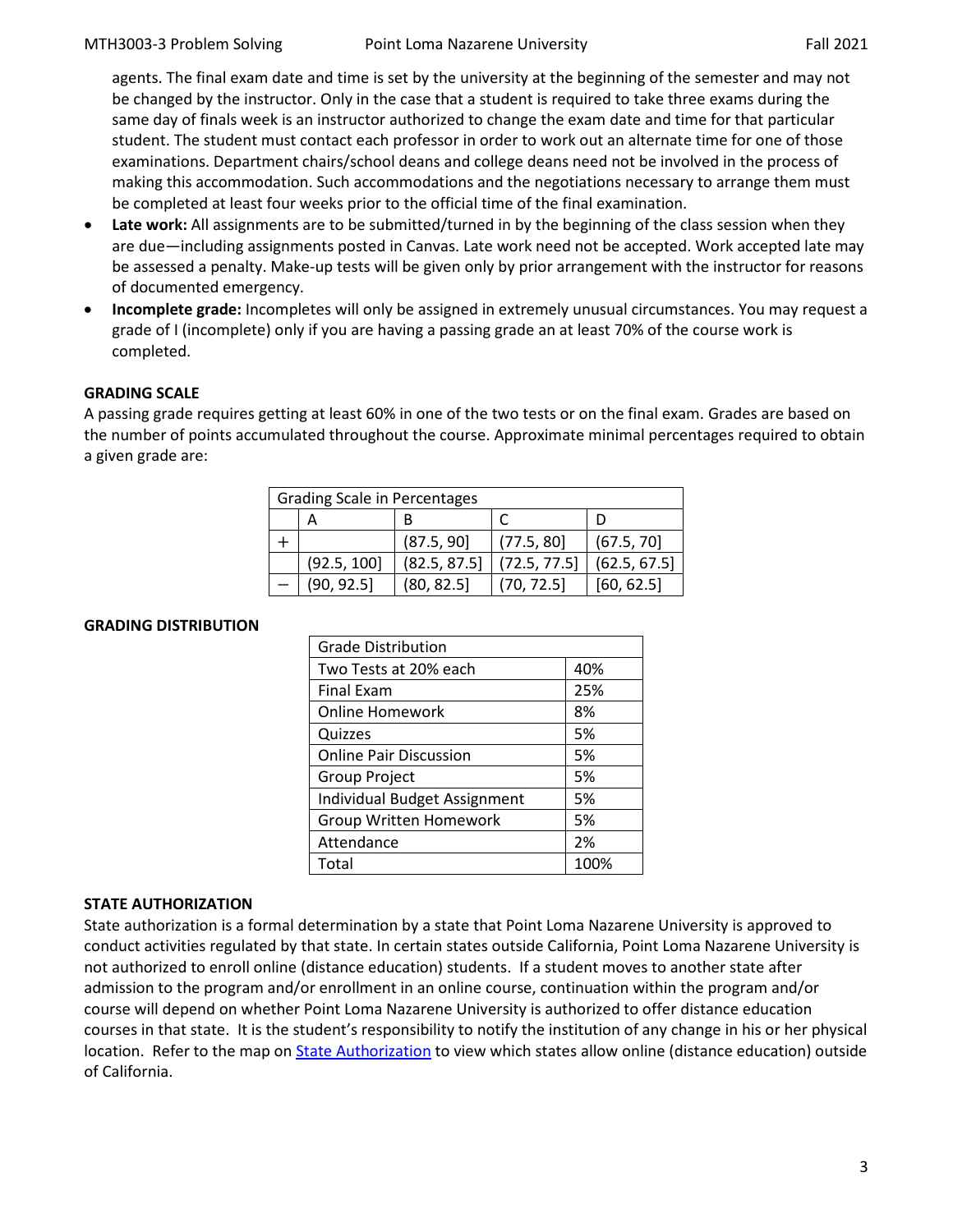agents. The final exam date and time is set by the university at the beginning of the semester and may not be changed by the instructor. Only in the case that a student is required to take three exams during the same day of finals week is an instructor authorized to change the exam date and time for that particular student. The student must contact each professor in order to work out an alternate time for one of those examinations. Department chairs/school deans and college deans need not be involved in the process of making this accommodation. Such accommodations and the negotiations necessary to arrange them must be completed at least four weeks prior to the official time of the final examination.

- **Late work:** All assignments are to be submitted/turned in by the beginning of the class session when they are due—including assignments posted in Canvas. Late work need not be accepted. Work accepted late may be assessed a penalty. Make-up tests will be given only by prior arrangement with the instructor for reasons of documented emergency.
- **Incomplete grade:** Incompletes will only be assigned in extremely unusual circumstances. You may request a grade of I (incomplete) only if you are having a passing grade an at least 70% of the course work is completed.

**GRADING SCALE**

A passing grade requires getting at least 60% in one of the two tests or on the final exam. Grades are based on the number of points accumulated throughout the course. Approximate minimal percentages required to obtain a given grade are:

| Grading Scale in Percentages | | | | |
|---|---|---|---|---|
| | A | B | C | D |
| + | | (87.5, 90] | (77.5, 80] | (67.5, 70] |
| | (92.5, 100] | (82.5, 87.5] | (72.5, 77.5] | (62.5, 67.5] |
| − | (90, 92.5] | (80, 82.5] | (70, 72.5] | [60, 62.5] |

**GRADING DISTRIBUTION**

| Grade Distribution | |
|---|---|
| Two Tests at 20% each | 40% |
| Final Exam | 25% |
| Online Homework | 8% |
| Quizzes | 5% |
| Online Pair Discussion | 5% |
| Group Project | 5% |
| Individual Budget Assignment | 5% |
| Group Written Homework | 5% |
| Attendance | 2% |
| Total | 100% |

**STATE AUTHORIZATION**

State authorization is a formal determination by a state that Point Loma Nazarene University is approved to conduct activities regulated by that state. In certain states outside California, Point Loma Nazarene University is not authorized to enroll online (distance education) students. If a student moves to another state after admission to the program and/or enrollment in an online course, continuation within the program and/or course will depend on whether Point Loma Nazarene University is authorized to offer distance education courses in that state. It is the student's responsibility to notify the institution of any change in his or her physical location. Refer to the map on State Authorization to view which states allow online (distance education) outside of California.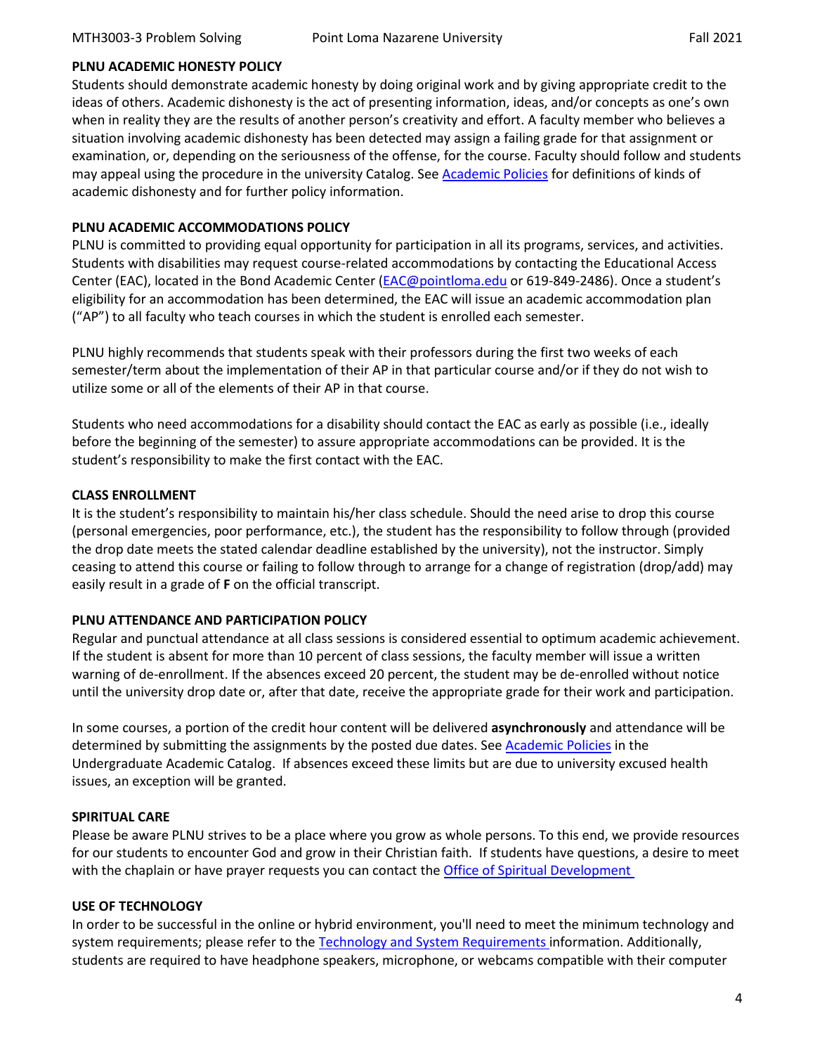**PLNU ACADEMIC HONESTY POLICY**

Students should demonstrate academic honesty by doing original work and by giving appropriate credit to the ideas of others. Academic dishonesty is the act of presenting information, ideas, and/or concepts as one's own when in reality they are the results of another person's creativity and effort. A faculty member who believes a situation involving academic dishonesty has been detected may assign a failing grade for that assignment or examination, or, depending on the seriousness of the offense, for the course. Faculty should follow and students may appeal using the procedure in the university Catalog. See Academic Policies for definitions of kinds of academic dishonesty and for further policy information.

**PLNU ACADEMIC ACCOMMODATIONS POLICY**

PLNU is committed to providing equal opportunity for participation in all its programs, services, and activities. Students with disabilities may request course-related accommodations by contacting the Educational Access Center (EAC), located in the Bond Academic Center (EAC@pointloma.edu or 619-849-2486). Once a student's eligibility for an accommodation has been determined, the EAC will issue an academic accommodation plan ("AP") to all faculty who teach courses in which the student is enrolled each semester.

PLNU highly recommends that students speak with their professors during the first two weeks of each semester/term about the implementation of their AP in that particular course and/or if they do not wish to utilize some or all of the elements of their AP in that course.

Students who need accommodations for a disability should contact the EAC as early as possible (i.e., ideally before the beginning of the semester) to assure appropriate accommodations can be provided. It is the student's responsibility to make the first contact with the EAC.

**CLASS ENROLLMENT**

It is the student's responsibility to maintain his/her class schedule. Should the need arise to drop this course (personal emergencies, poor performance, etc.), the student has the responsibility to follow through (provided the drop date meets the stated calendar deadline established by the university), not the instructor. Simply ceasing to attend this course or failing to follow through to arrange for a change of registration (drop/add) may easily result in a grade of **F** on the official transcript.

**PLNU ATTENDANCE AND PARTICIPATION POLICY**

Regular and punctual attendance at all class sessions is considered essential to optimum academic achievement. If the student is absent for more than 10 percent of class sessions, the faculty member will issue a written warning of de-enrollment. If the absences exceed 20 percent, the student may be de-enrolled without notice until the university drop date or, after that date, receive the appropriate grade for their work and participation.

In some courses, a portion of the credit hour content will be delivered **asynchronously** and attendance will be determined by submitting the assignments by the posted due dates. See Academic Policies in the Undergraduate Academic Catalog. If absences exceed these limits but are due to university excused health issues, an exception will be granted.

**SPIRITUAL CARE**

Please be aware PLNU strives to be a place where you grow as whole persons. To this end, we provide resources for our students to encounter God and grow in their Christian faith. If students have questions, a desire to meet with the chaplain or have prayer requests you can contact the Office of Spiritual Development

**USE OF TECHNOLOGY**

In order to be successful in the online or hybrid environment, you'll need to meet the minimum technology and system requirements; please refer to the Technology and System Requirements information. Additionally, students are required to have headphone speakers, microphone, or webcams compatible with their computer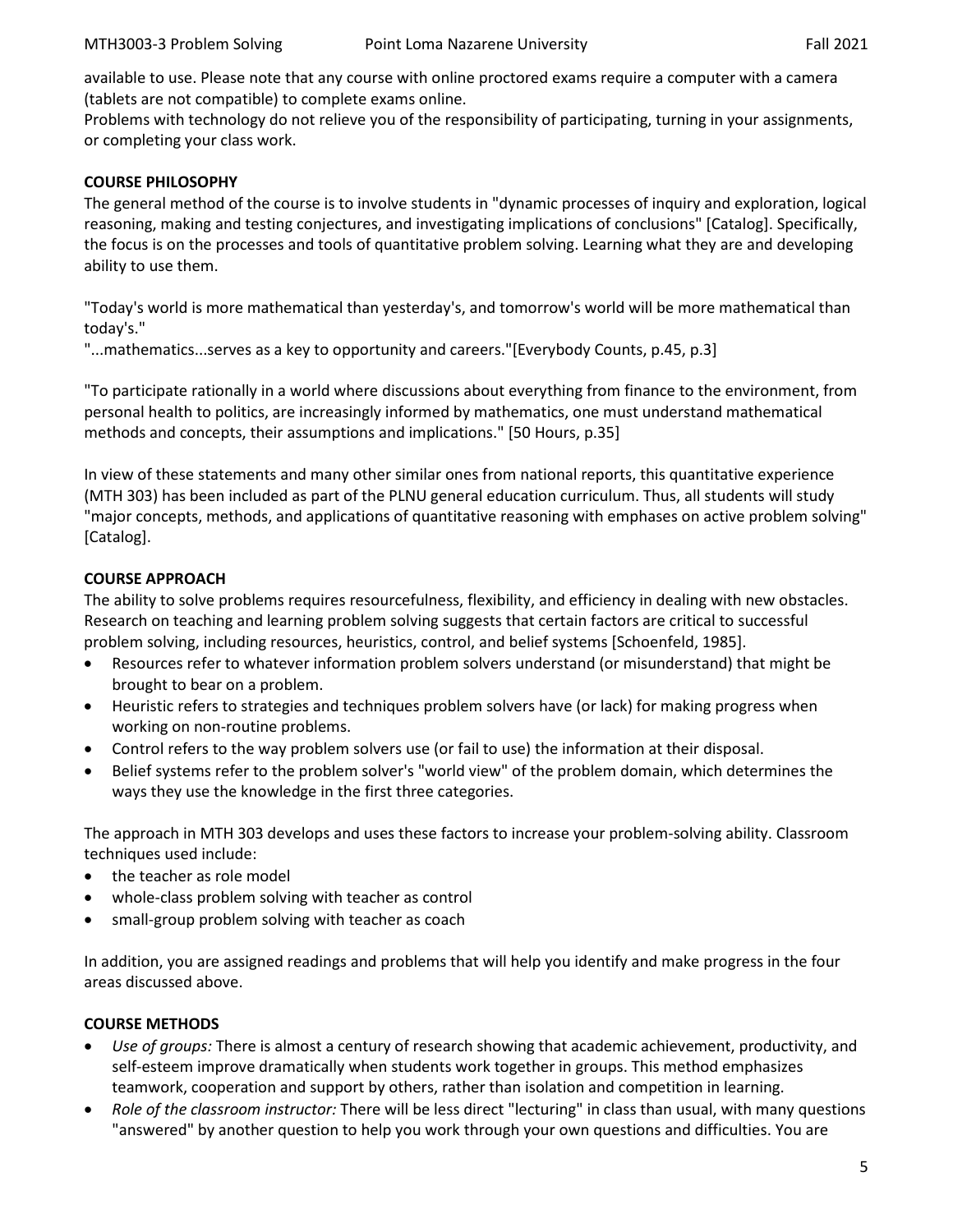available to use. Please note that any course with online proctored exams require a computer with a camera (tablets are not compatible) to complete exams online.
Problems with technology do not relieve you of the responsibility of participating, turning in your assignments, or completing your class work.

**COURSE PHILOSOPHY**

The general method of the course is to involve students in "dynamic processes of inquiry and exploration, logical reasoning, making and testing conjectures, and investigating implications of conclusions" [Catalog]. Specifically, the focus is on the processes and tools of quantitative problem solving. Learning what they are and developing ability to use them.

"Today's world is more mathematical than yesterday's, and tomorrow's world will be more mathematical than today's."
"...mathematics...serves as a key to opportunity and careers."[Everybody Counts, p.45, p.3]

"To participate rationally in a world where discussions about everything from finance to the environment, from personal health to politics, are increasingly informed by mathematics, one must understand mathematical methods and concepts, their assumptions and implications." [50 Hours, p.35]

In view of these statements and many other similar ones from national reports, this quantitative experience (MTH 303) has been included as part of the PLNU general education curriculum. Thus, all students will study "major concepts, methods, and applications of quantitative reasoning with emphases on active problem solving" [Catalog].

**COURSE APPROACH**

The ability to solve problems requires resourcefulness, flexibility, and efficiency in dealing with new obstacles. Research on teaching and learning problem solving suggests that certain factors are critical to successful problem solving, including resources, heuristics, control, and belief systems [Schoenfeld, 1985].

- Resources refer to whatever information problem solvers understand (or misunderstand) that might be brought to bear on a problem.
- Heuristic refers to strategies and techniques problem solvers have (or lack) for making progress when working on non-routine problems.
- Control refers to the way problem solvers use (or fail to use) the information at their disposal.
- Belief systems refer to the problem solver's "world view" of the problem domain, which determines the ways they use the knowledge in the first three categories.

The approach in MTH 303 develops and uses these factors to increase your problem-solving ability. Classroom techniques used include:

- the teacher as role model
- whole-class problem solving with teacher as control
- small-group problem solving with teacher as coach

In addition, you are assigned readings and problems that will help you identify and make progress in the four areas discussed above.

**COURSE METHODS**

- *Use of groups:* There is almost a century of research showing that academic achievement, productivity, and self-esteem improve dramatically when students work together in groups. This method emphasizes teamwork, cooperation and support by others, rather than isolation and competition in learning.
- *Role of the classroom instructor:* There will be less direct "lecturing" in class than usual, with many questions "answered" by another question to help you work through your own questions and difficulties. You are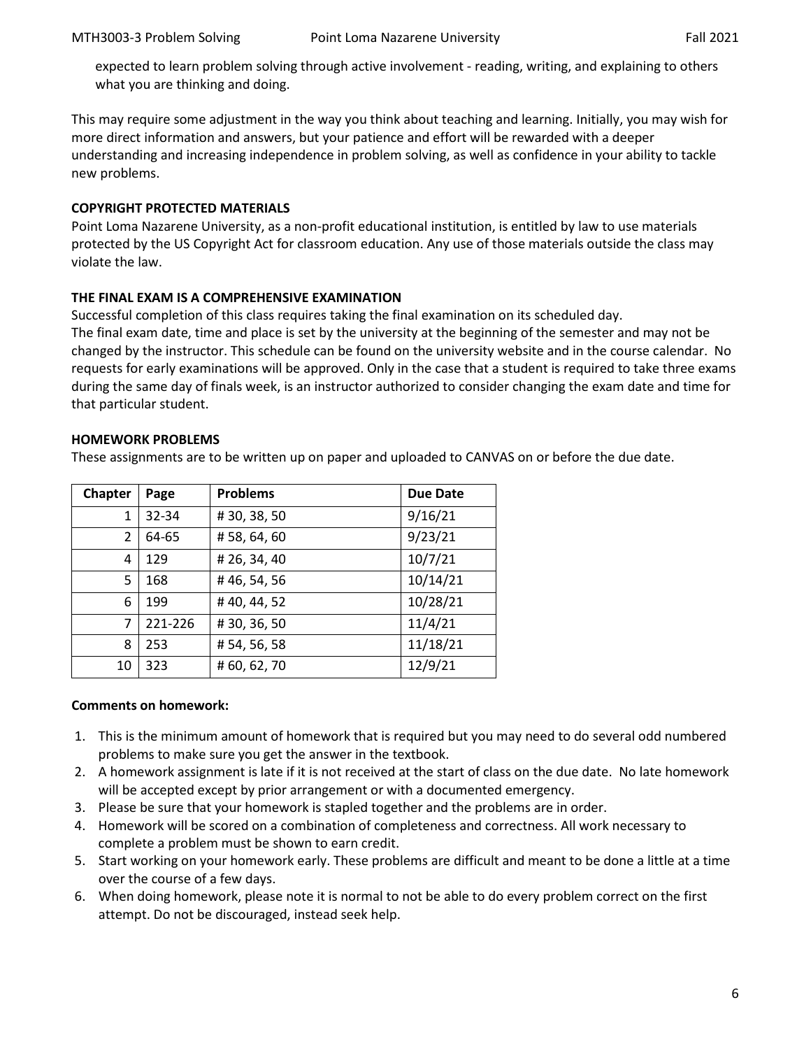expected to learn problem solving through active involvement - reading, writing, and explaining to others what you are thinking and doing.

This may require some adjustment in the way you think about teaching and learning. Initially, you may wish for more direct information and answers, but your patience and effort will be rewarded with a deeper understanding and increasing independence in problem solving, as well as confidence in your ability to tackle new problems.

**COPYRIGHT PROTECTED MATERIALS**

Point Loma Nazarene University, as a non-profit educational institution, is entitled by law to use materials protected by the US Copyright Act for classroom education. Any use of those materials outside the class may violate the law.

**THE FINAL EXAM IS A COMPREHENSIVE EXAMINATION**

Successful completion of this class requires taking the final examination on its scheduled day.
The final exam date, time and place is set by the university at the beginning of the semester and may not be changed by the instructor. This schedule can be found on the university website and in the course calendar. No requests for early examinations will be approved. Only in the case that a student is required to take three exams during the same day of finals week, is an instructor authorized to consider changing the exam date and time for that particular student.

**HOMEWORK PROBLEMS**

These assignments are to be written up on paper and uploaded to CANVAS on or before the due date.

| Chapter | Page | Problems | Due Date |
|---|---|---|---|
| 1 | 32-34 | # 30, 38, 50 | 9/16/21 |
| 2 | 64-65 | # 58, 64, 60 | 9/23/21 |
| 4 | 129 | # 26, 34, 40 | 10/7/21 |
| 5 | 168 | # 46, 54, 56 | 10/14/21 |
| 6 | 199 | # 40, 44, 52 | 10/28/21 |
| 7 | 221-226 | # 30, 36, 50 | 11/4/21 |
| 8 | 253 | # 54, 56, 58 | 11/18/21 |
| 10 | 323 | # 60, 62, 70 | 12/9/21 |

**Comments on homework:**

1. This is the minimum amount of homework that is required but you may need to do several odd numbered problems to make sure you get the answer in the textbook.
2. A homework assignment is late if it is not received at the start of class on the due date. No late homework will be accepted except by prior arrangement or with a documented emergency.
3. Please be sure that your homework is stapled together and the problems are in order.
4. Homework will be scored on a combination of completeness and correctness. All work necessary to complete a problem must be shown to earn credit.
5. Start working on your homework early. These problems are difficult and meant to be done a little at a time over the course of a few days.
6. When doing homework, please note it is normal to not be able to do every problem correct on the first attempt. Do not be discouraged, instead seek help.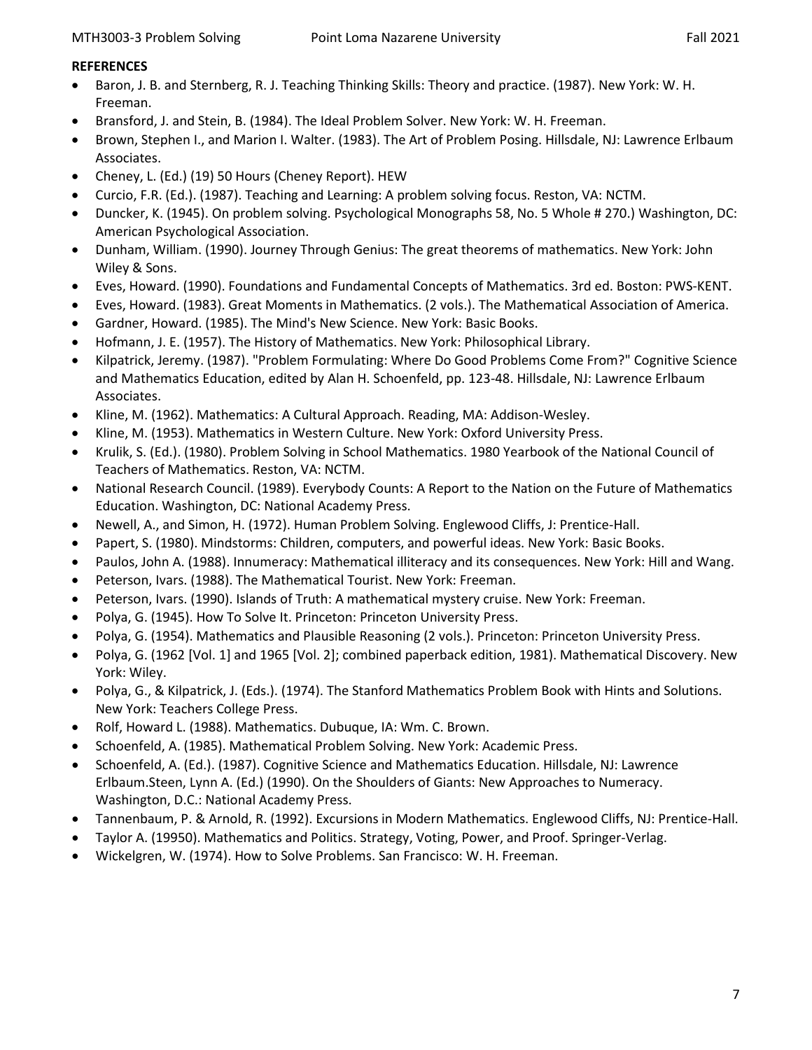**REFERENCES**

- Baron, J. B. and Sternberg, R. J. Teaching Thinking Skills: Theory and practice. (1987). New York: W. H. Freeman.
- Bransford, J. and Stein, B. (1984). The Ideal Problem Solver. New York: W. H. Freeman.
- Brown, Stephen I., and Marion I. Walter. (1983). The Art of Problem Posing. Hillsdale, NJ: Lawrence Erlbaum Associates.
- Cheney, L. (Ed.) (19) 50 Hours (Cheney Report). HEW
- Curcio, F.R. (Ed.). (1987). Teaching and Learning: A problem solving focus. Reston, VA: NCTM.
- Duncker, K. (1945). On problem solving. Psychological Monographs 58, No. 5 Whole # 270.) Washington, DC: American Psychological Association.
- Dunham, William. (1990). Journey Through Genius: The great theorems of mathematics. New York: John Wiley & Sons.
- Eves, Howard. (1990). Foundations and Fundamental Concepts of Mathematics. 3rd ed. Boston: PWS-KENT.
- Eves, Howard. (1983). Great Moments in Mathematics. (2 vols.). The Mathematical Association of America.
- Gardner, Howard. (1985). The Mind's New Science. New York: Basic Books.
- Hofmann, J. E. (1957). The History of Mathematics. New York: Philosophical Library.
- Kilpatrick, Jeremy. (1987). "Problem Formulating: Where Do Good Problems Come From?" Cognitive Science and Mathematics Education, edited by Alan H. Schoenfeld, pp. 123-48. Hillsdale, NJ: Lawrence Erlbaum Associates.
- Kline, M. (1962). Mathematics: A Cultural Approach. Reading, MA: Addison-Wesley.
- Kline, M. (1953). Mathematics in Western Culture. New York: Oxford University Press.
- Krulik, S. (Ed.). (1980). Problem Solving in School Mathematics. 1980 Yearbook of the National Council of Teachers of Mathematics. Reston, VA: NCTM.
- National Research Council. (1989). Everybody Counts: A Report to the Nation on the Future of Mathematics Education. Washington, DC: National Academy Press.
- Newell, A., and Simon, H. (1972). Human Problem Solving. Englewood Cliffs, J: Prentice-Hall.
- Papert, S. (1980). Mindstorms: Children, computers, and powerful ideas. New York: Basic Books.
- Paulos, John A. (1988). Innumeracy: Mathematical illiteracy and its consequences. New York: Hill and Wang.
- Peterson, Ivars. (1988). The Mathematical Tourist. New York: Freeman.
- Peterson, Ivars. (1990). Islands of Truth: A mathematical mystery cruise. New York: Freeman.
- Polya, G. (1945). How To Solve It. Princeton: Princeton University Press.
- Polya, G. (1954). Mathematics and Plausible Reasoning (2 vols.). Princeton: Princeton University Press.
- Polya, G. (1962 [Vol. 1] and 1965 [Vol. 2]; combined paperback edition, 1981). Mathematical Discovery. New York: Wiley.
- Polya, G., & Kilpatrick, J. (Eds.). (1974). The Stanford Mathematics Problem Book with Hints and Solutions. New York: Teachers College Press.
- Rolf, Howard L. (1988). Mathematics. Dubuque, IA: Wm. C. Brown.
- Schoenfeld, A. (1985). Mathematical Problem Solving. New York: Academic Press.
- Schoenfeld, A. (Ed.). (1987). Cognitive Science and Mathematics Education. Hillsdale, NJ: Lawrence Erlbaum.Steen, Lynn A. (Ed.) (1990). On the Shoulders of Giants: New Approaches to Numeracy. Washington, D.C.: National Academy Press.
- Tannenbaum, P. & Arnold, R. (1992). Excursions in Modern Mathematics. Englewood Cliffs, NJ: Prentice-Hall.
- Taylor A. (19950). Mathematics and Politics. Strategy, Voting, Power, and Proof. Springer-Verlag.
- Wickelgren, W. (1974). How to Solve Problems. San Francisco: W. H. Freeman.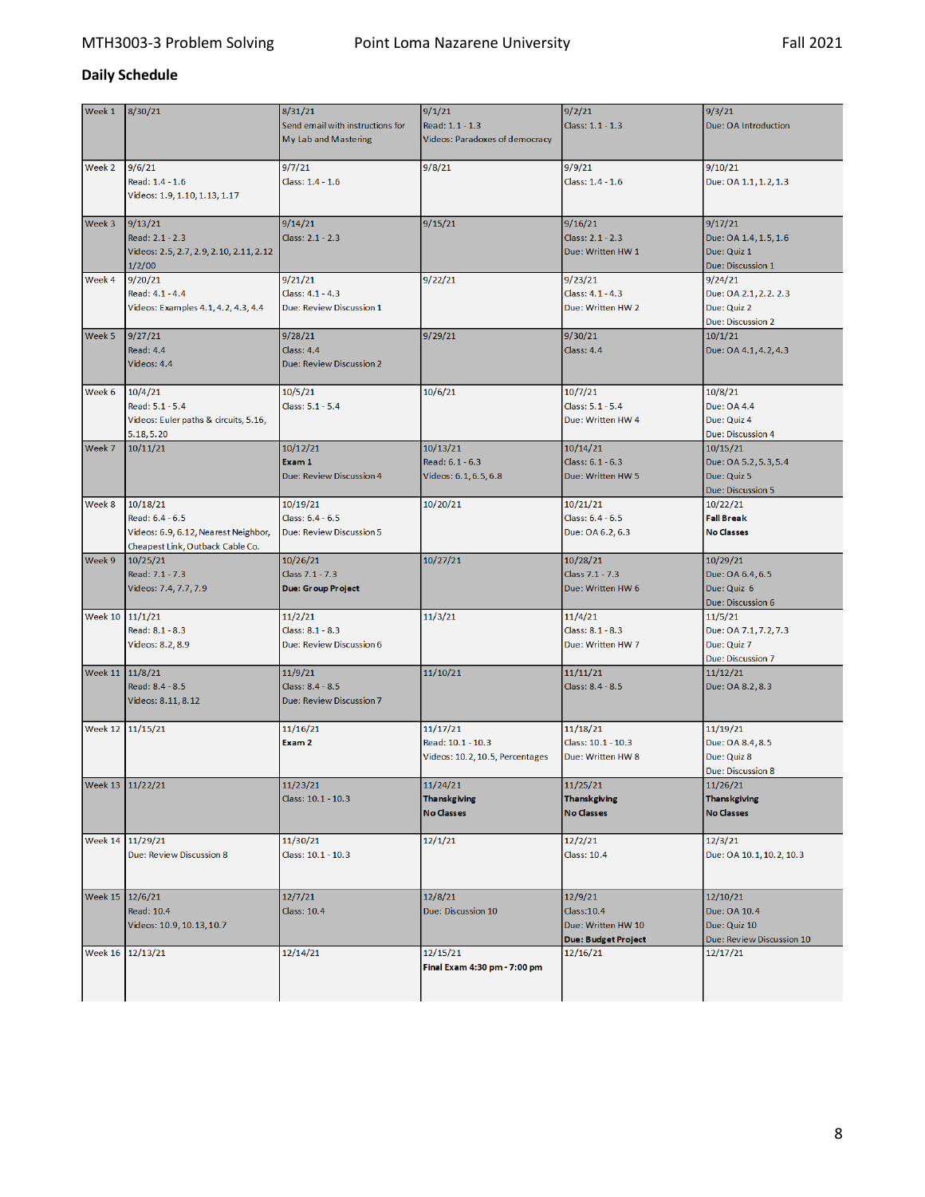## Daily Schedule

| | | | | | |
|---|---|---|---|---|---|
| Week 1 | 8/30/21 | 8/31/21<br>Send email with instructions for My Lab and Mastering | 9/1/21<br>Read: 1.1 - 1.3<br>Videos: Paradoxes of democracy | 9/2/21<br>Class: 1.1 - 1.3 | 9/3/21<br>Due: OA Introduction |
| Week 2 | 9/6/21<br>Read: 1.4 - 1.6<br>Videos: 1.9, 1.10, 1.13, 1.17 | 9/7/21<br>Class: 1.4 - 1.6 | 9/8/21 | 9/9/21<br>Class: 1.4 - 1.6 | 9/10/21<br>Due: OA 1.1, 1.2, 1.3 |
| Week 3 | 9/13/21<br>Read: 2.1 - 2.3<br>Videos: 2.5, 2.7, 2.9, 2.10, 2.11, 2.12<br>1/2/00 | 9/14/21<br>Class: 2.1 - 2.3 | 9/15/21 | 9/16/21<br>Class: 2.1 - 2.3<br>Due: Written HW 1 | 9/17/21<br>Due: OA 1.4, 1.5, 1.6<br>Due: Quiz 1<br>Due: Discussion 1 |
| Week 4 | 9/20/21<br>Read: 4.1 - 4.4<br>Videos: Examples 4.1, 4.2, 4.3, 4.4 | 9/21/21<br>Class: 4.1 - 4.3<br>Due: Review Discussion 1 | 9/22/21 | 9/23/21<br>Class: 4.1 - 4.3<br>Due: Written HW 2 | 9/24/21<br>Due: OA 2.1, 2.2. 2.3<br>Due: Quiz 2<br>Due: Discussion 2 |
| Week 5 | 9/27/21<br>Read: 4.4<br>Videos: 4.4 | 9/28/21<br>Class: 4.4<br>Due: Review Discussion 2 | 9/29/21 | 9/30/21<br>Class: 4.4 | 10/1/21<br>Due: OA 4.1, 4.2, 4.3 |
| Week 6 | 10/4/21<br>Read: 5.1 - 5.4<br>Videos: Euler paths & circuits, 5.16, 5.18, 5.20 | 10/5/21<br>Class: 5.1 - 5.4 | 10/6/21 | 10/7/21<br>Class: 5.1 - 5.4<br>Due: Written HW 4 | 10/8/21<br>Due: OA 4.4<br>Due: Quiz 4<br>Due: Discussion 4 |
| Week 7 | 10/11/21 | 10/12/21<br>**Exam 1**<br>Due: Review Discussion 4 | 10/13/21<br>Read: 6.1 - 6.3<br>Videos: 6.1, 6.5, 6.8 | 10/14/21<br>Class: 6.1 - 6.3<br>Due: Written HW 5 | 10/15/21<br>Due: OA 5.2, 5.3, 5.4<br>Due: Quiz 5<br>Due: Discussion 5 |
| Week 8 | 10/18/21<br>Read: 6.4 - 6.5<br>Videos: 6.9, 6.12, Nearest Neighbor, Cheapest Link, Outback Cable Co. | 10/19/21<br>Class: 6.4 - 6.5<br>Due: Review Discussion 5 | 10/20/21 | 10/21/21<br>Class: 6.4 - 6.5<br>Due: OA 6.2, 6.3 | 10/22/21<br>**Fall Break**<br>**No Classes** |
| Week 9 | 10/25/21<br>Read: 7.1 - 7.3<br>Videos: 7.4, 7.7, 7.9 | 10/26/21<br>Class 7.1 - 7.3<br>**Due: Group Project** | 10/27/21 | 10/28/21<br>Class 7.1 - 7.3<br>Due: Written HW 6 | 10/29/21<br>Due: OA 6.4, 6.5<br>Due: Quiz 6<br>Due: Discussion 6 |
| Week 10 | 11/1/21<br>Read: 8.1 - 8.3<br>Videos: 8.2, 8.9 | 11/2/21<br>Class: 8.1 - 8.3<br>Due: Review Discussion 6 | 11/3/21 | 11/4/21<br>Class: 8.1 - 8.3<br>Due: Written HW 7 | 11/5/21<br>Due: OA 7.1, 7.2, 7.3<br>Due: Quiz 7<br>Due: Discussion 7 |
| Week 11 | 11/8/21<br>Read: 8.4 - 8.5<br>Videos: 8.11, 8.12 | 11/9/21<br>Class: 8.4 - 8.5<br>Due: Review Discussion 7 | 11/10/21 | 11/11/21<br>Class: 8.4 - 8.5 | 11/12/21<br>Due: OA 8.2, 8.3 |
| Week 12 | 11/15/21 | 11/16/21<br>**Exam 2** | 11/17/21<br>Read: 10.1 - 10.3<br>Videos: 10.2, 10.5, Percentages | 11/18/21<br>Class: 10.1 - 10.3<br>Due: Written HW 8 | 11/19/21<br>Due: OA 8.4, 8.5<br>Due: Quiz 8<br>Due: Discussion 8 |
| Week 13 | 11/22/21 | 11/23/21<br>Class: 10.1 - 10.3 | 11/24/21<br>**Thanksgiving**<br>**No Classes** | 11/25/21<br>**Thanksgiving**<br>**No Classes** | 11/26/21<br>**Thanksgiving**<br>**No Classes** |
| Week 14 | 11/29/21<br>Due: Review Discussion 8 | 11/30/21<br>Class: 10.1 - 10.3 | 12/1/21 | 12/2/21<br>Class: 10.4 | 12/3/21<br>Due: OA 10.1, 10.2, 10.3 |
| Week 15 | 12/6/21<br>Read: 10.4<br>Videos: 10.9, 10.13, 10.7 | 12/7/21<br>Class: 10.4 | 12/8/21<br>Due: Discussion 10 | 12/9/21<br>Class:10.4<br>Due: Written HW 10<br>**Due: Budget Project** | 12/10/21<br>Due: OA 10.4<br>Due: Quiz 10<br>Due: Review Discussion 10 |
| Week 16 | 12/13/21 | 12/14/21 | 12/15/21<br>**Final Exam 4:30 pm - 7:00 pm** | 12/16/21 | 12/17/21 |